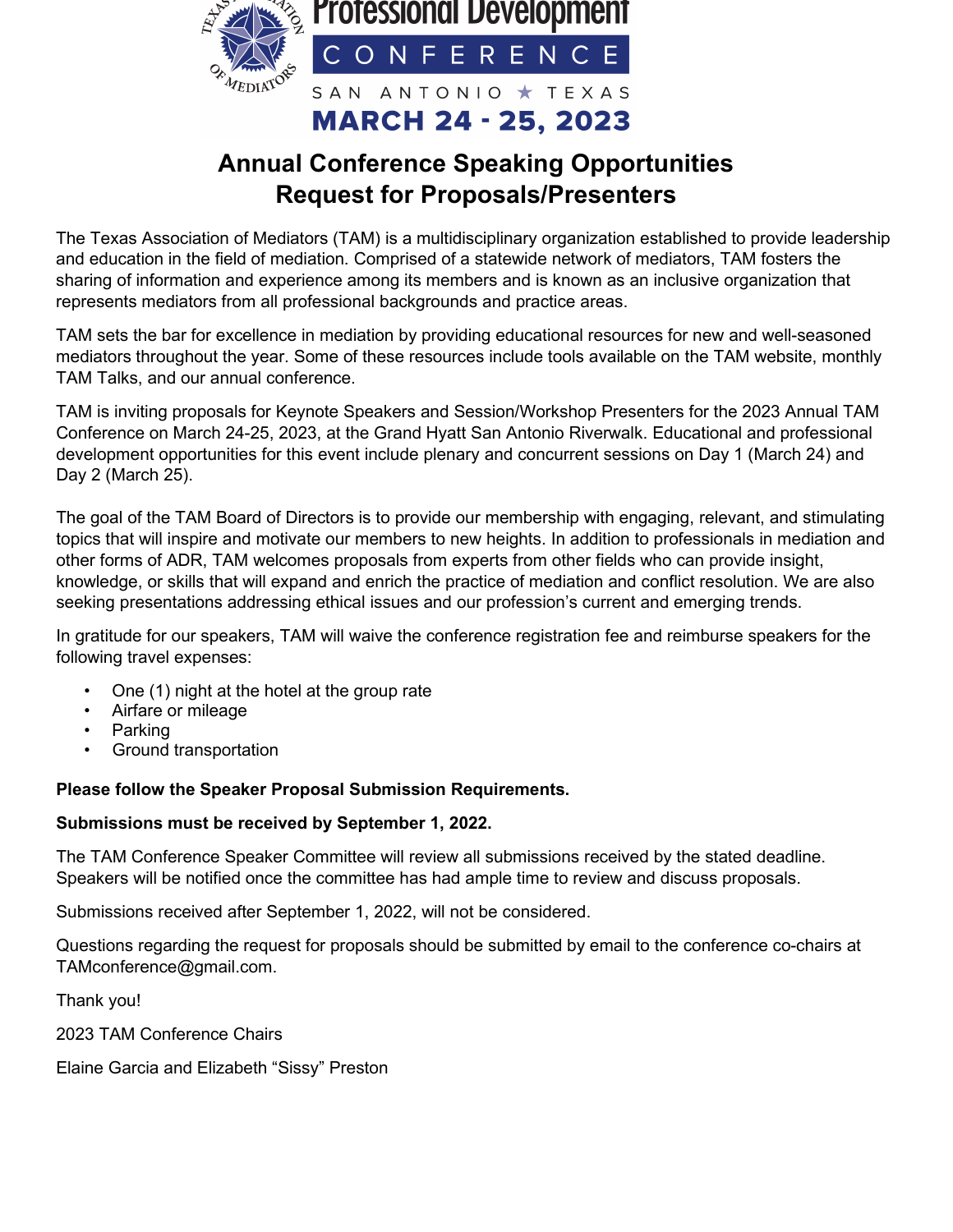Professional Development

CONFERENCE

SAN ANTONIO ★ TEXAS

**MARCH 24 - 25, 2023**

# Annual Conference Speaking Opportunities
# Request for Proposals/Presenters

The Texas Association of Mediators (TAM) is a multidisciplinary organization established to provide leadership and education in the field of mediation. Comprised of a statewide network of mediators, TAM fosters the sharing of information and experience among its members and is known as an inclusive organization that represents mediators from all professional backgrounds and practice areas.

TAM sets the bar for excellence in mediation by providing educational resources for new and well-seasoned mediators throughout the year. Some of these resources include tools available on the TAM website, monthly TAM Talks, and our annual conference.

TAM is inviting proposals for Keynote Speakers and Session/Workshop Presenters for the 2023 Annual TAM Conference on March 24-25, 2023, at the Grand Hyatt San Antonio Riverwalk. Educational and professional development opportunities for this event include plenary and concurrent sessions on Day 1 (March 24) and Day 2 (March 25).

The goal of the TAM Board of Directors is to provide our membership with engaging, relevant, and stimulating topics that will inspire and motivate our members to new heights. In addition to professionals in mediation and other forms of ADR, TAM welcomes proposals from experts from other fields who can provide insight, knowledge, or skills that will expand and enrich the practice of mediation and conflict resolution. We are also seeking presentations addressing ethical issues and our profession's current and emerging trends.

In gratitude for our speakers, TAM will waive the conference registration fee and reimburse speakers for the following travel expenses:

- One (1) night at the hotel at the group rate
- Airfare or mileage
- Parking
- Ground transportation

**Please follow the Speaker Proposal Submission Requirements.**

**Submissions must be received by September 1, 2022.**

The TAM Conference Speaker Committee will review all submissions received by the stated deadline. Speakers will be notified once the committee has had ample time to review and discuss proposals.

Submissions received after September 1, 2022, will not be considered.

Questions regarding the request for proposals should be submitted by email to the conference co-chairs at TAMconference@gmail.com.

Thank you!

2023 TAM Conference Chairs

Elaine Garcia and Elizabeth "Sissy" Preston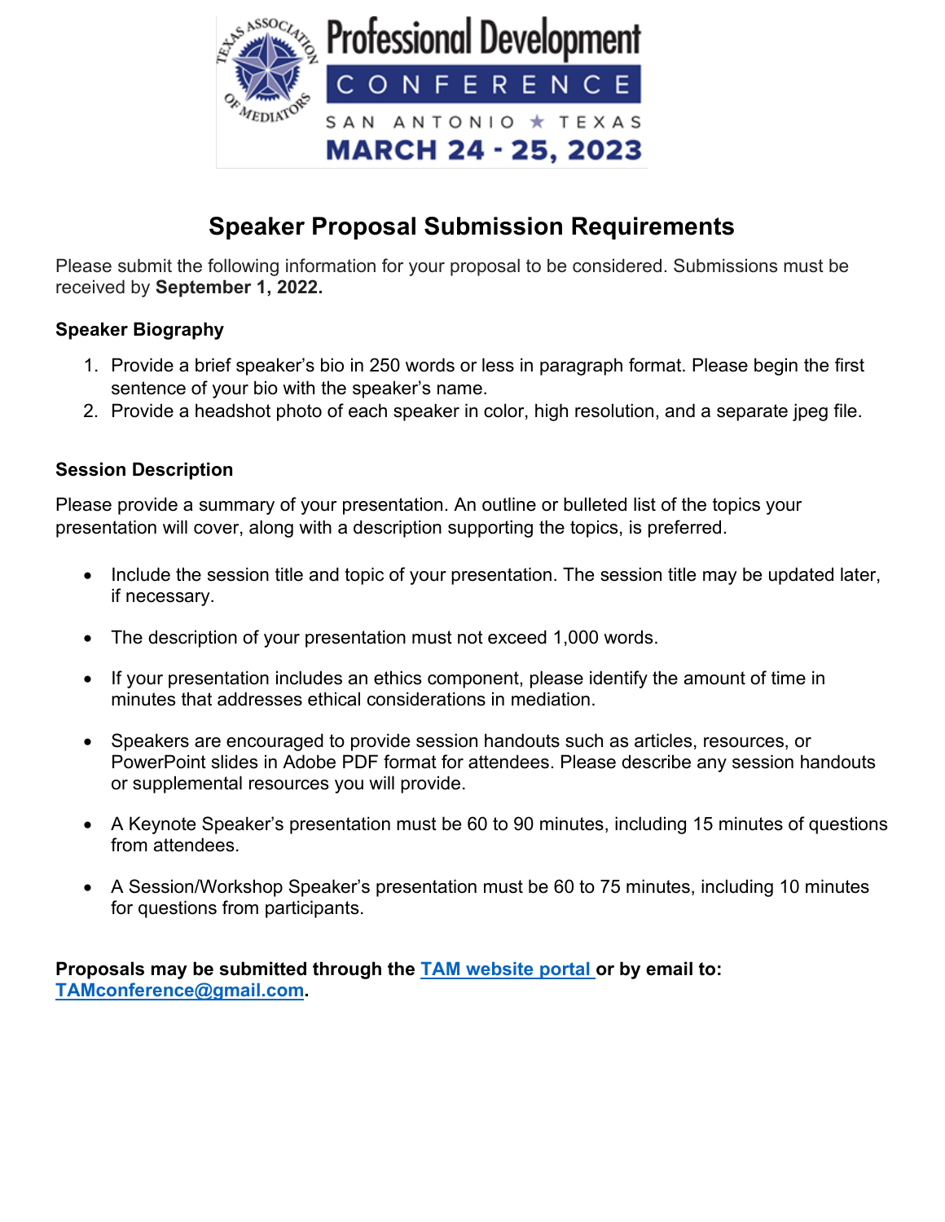Professional Development

CONFERENCE

SAN ANTONIO ★ TEXAS

MARCH 24 - 25, 2023

## Speaker Proposal Submission Requirements

Please submit the following information for your proposal to be considered. Submissions must be received by **September 1, 2022.**

### Speaker Biography

1. Provide a brief speaker's bio in 250 words or less in paragraph format. Please begin the first sentence of your bio with the speaker's name.
2. Provide a headshot photo of each speaker in color, high resolution, and a separate jpeg file.

### Session Description

Please provide a summary of your presentation. An outline or bulleted list of the topics your presentation will cover, along with a description supporting the topics, is preferred.

- Include the session title and topic of your presentation. The session title may be updated later, if necessary.
- The description of your presentation must not exceed 1,000 words.
- If your presentation includes an ethics component, please identify the amount of time in minutes that addresses ethical considerations in mediation.
- Speakers are encouraged to provide session handouts such as articles, resources, or PowerPoint slides in Adobe PDF format for attendees. Please describe any session handouts or supplemental resources you will provide.
- A Keynote Speaker's presentation must be 60 to 90 minutes, including 15 minutes of questions from attendees.
- A Session/Workshop Speaker's presentation must be 60 to 75 minutes, including 10 minutes for questions from participants.

**Proposals may be submitted through the TAM website portal or by email to: TAMconference@gmail.com.**